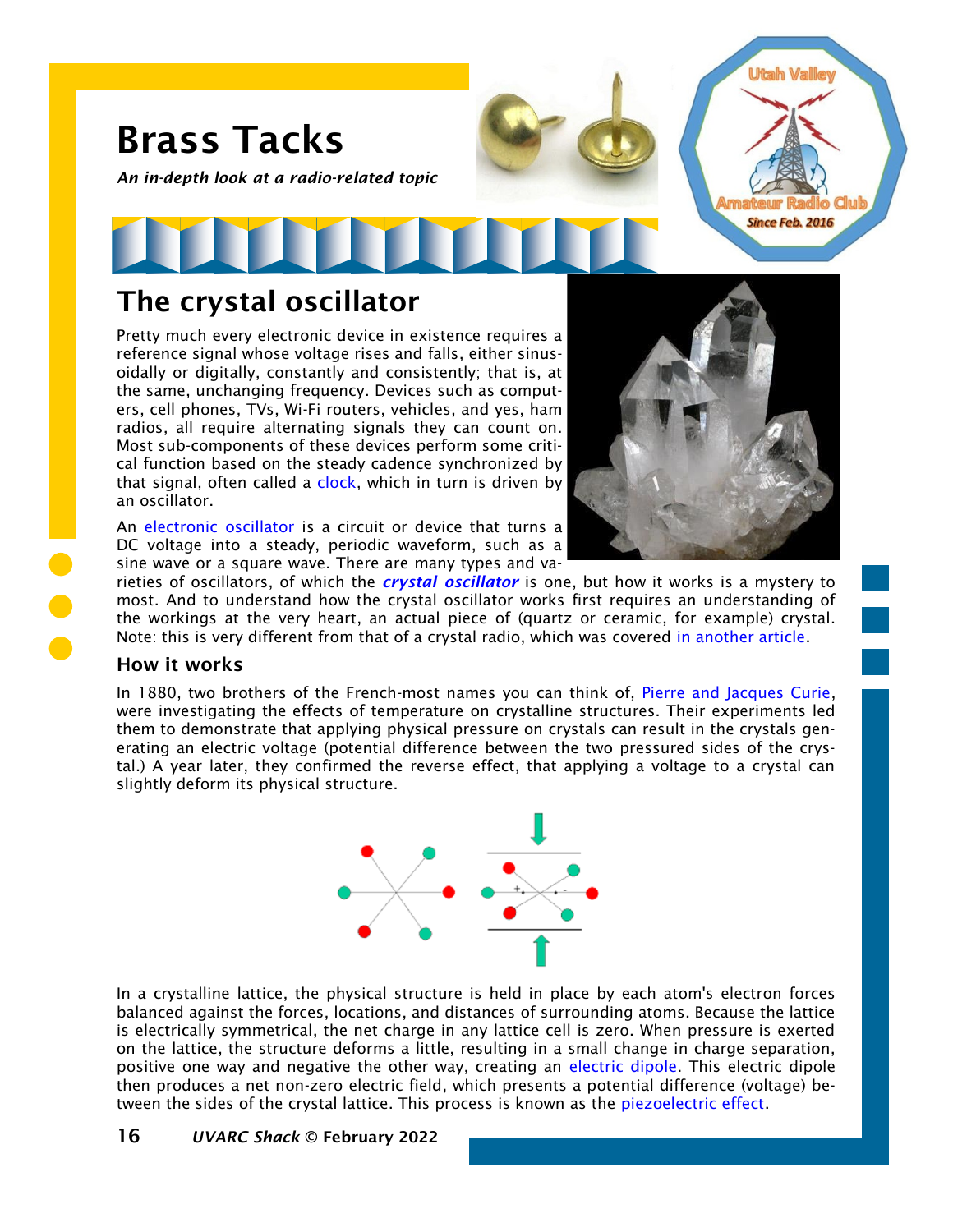# Brass Tacks

*An in-depth look at a radio-related topic*

## The crystal oscillator

Pretty much every electronic device in existence requires a reference signal whose voltage rises and falls, either sinusoidally or digitally, constantly and consistently; that is, at the same, unchanging frequency. Devices such as computers, cell phones, TVs, Wi-Fi routers, vehicles, and yes, ham radios, all require alternating signals they can count on. Most sub-components of these devices perform some critical function based on the steady cadence synchronized by that signal, often called a clock, which in turn is driven by an oscillator.

An electronic oscillator is a circuit or device that turns a DC voltage into a steady, periodic waveform, such as a sine wave or a square wave. There are many types and varieties of oscillators, of which the ***crystal oscillator*** is one, but how it works is a mystery to most. And to understand how the crystal oscillator works first requires an understanding of the workings at the very heart, an actual piece of (quartz or ceramic, for example) crystal. Note: this is very different from that of a crystal radio, which was covered in another article.

### How it works

In 1880, two brothers of the French-most names you can think of, Pierre and Jacques Curie, were investigating the effects of temperature on crystalline structures. Their experiments led them to demonstrate that applying physical pressure on crystals can result in the crystals generating an electric voltage (potential difference between the two pressured sides of the crystal.) A year later, they confirmed the reverse effect, that applying a voltage to a crystal can slightly deform its physical structure.

In a crystalline lattice, the physical structure is held in place by each atom's electron forces balanced against the forces, locations, and distances of surrounding atoms. Because the lattice is electrically symmetrical, the net charge in any lattice cell is zero. When pressure is exerted on the lattice, the structure deforms a little, resulting in a small change in charge separation, positive one way and negative the other way, creating an electric dipole. This electric dipole then produces a net non-zero electric field, which presents a potential difference (voltage) between the sides of the crystal lattice. This process is known as the piezoelectric effect.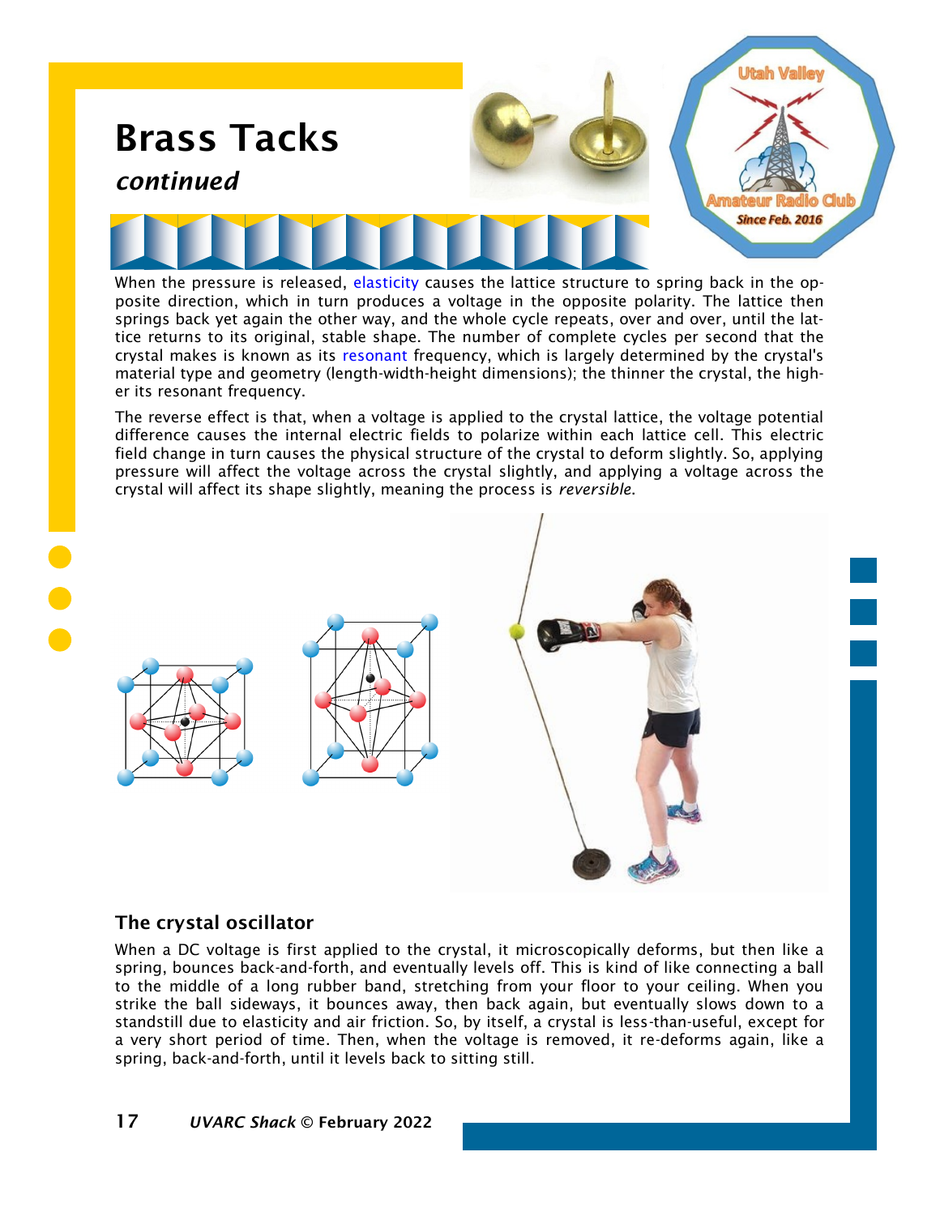# Brass Tacks

*continued*

When the pressure is released, elasticity causes the lattice structure to spring back in the opposite direction, which in turn produces a voltage in the opposite polarity. The lattice then springs back yet again the other way, and the whole cycle repeats, over and over, until the lattice returns to its original, stable shape. The number of complete cycles per second that the crystal makes is known as its resonant frequency, which is largely determined by the crystal's material type and geometry (length-width-height dimensions); the thinner the crystal, the higher its resonant frequency.

The reverse effect is that, when a voltage is applied to the crystal lattice, the voltage potential difference causes the internal electric fields to polarize within each lattice cell. This electric field change in turn causes the physical structure of the crystal to deform slightly. So, applying pressure will affect the voltage across the crystal slightly, and applying a voltage across the crystal will affect its shape slightly, meaning the process is *reversible*.

## The crystal oscillator

When a DC voltage is first applied to the crystal, it microscopically deforms, but then like a spring, bounces back-and-forth, and eventually levels off. This is kind of like connecting a ball to the middle of a long rubber band, stretching from your floor to your ceiling. When you strike the ball sideways, it bounces away, then back again, but eventually slows down to a standstill due to elasticity and air friction. So, by itself, a crystal is less-than-useful, except for a very short period of time. Then, when the voltage is removed, it re-deforms again, like a spring, back-and-forth, until it levels back to sitting still.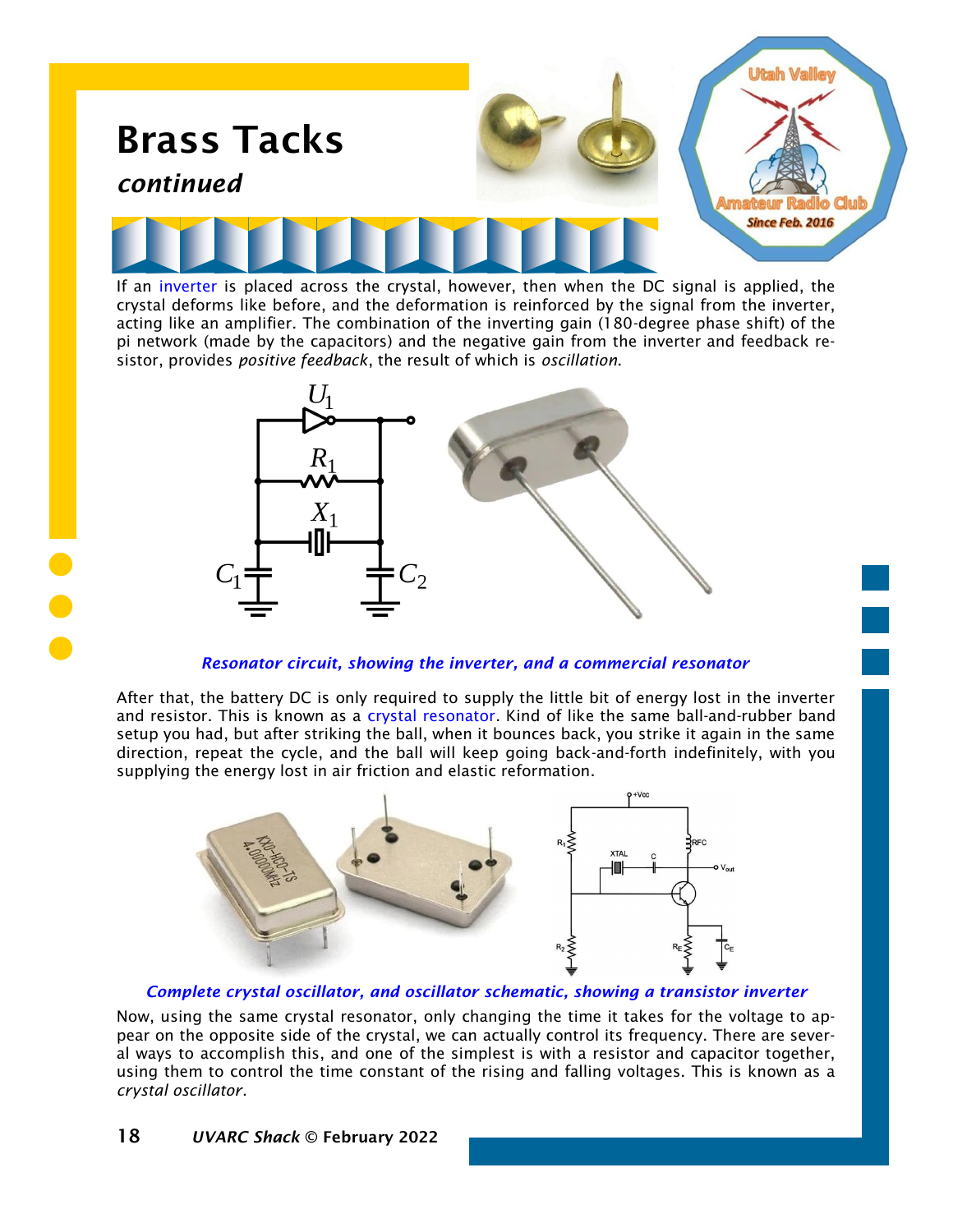# Brass Tacks

***continued***

If an inverter is placed across the crystal, however, then when the DC signal is applied, the crystal deforms like before, and the deformation is reinforced by the signal from the inverter, acting like an amplifier. The combination of the inverting gain (180-degree phase shift) of the pi network (made by the capacitors) and the negative gain from the inverter and feedback resistor, provides *positive feedback*, the result of which is *oscillation*.

***Resonator circuit, showing the inverter, and a commercial resonator***

After that, the battery DC is only required to supply the little bit of energy lost in the inverter and resistor. This is known as a crystal resonator. Kind of like the same ball-and-rubber band setup you had, but after striking the ball, when it bounces back, you strike it again in the same direction, repeat the cycle, and the ball will keep going back-and-forth indefinitely, with you supplying the energy lost in air friction and elastic reformation.

***Complete crystal oscillator, and oscillator schematic, showing a transistor inverter***

Now, using the same crystal resonator, only changing the time it takes for the voltage to appear on the opposite side of the crystal, we can actually control its frequency. There are several ways to accomplish this, and one of the simplest is with a resistor and capacitor together, using them to control the time constant of the rising and falling voltages. This is known as a *crystal oscillator*.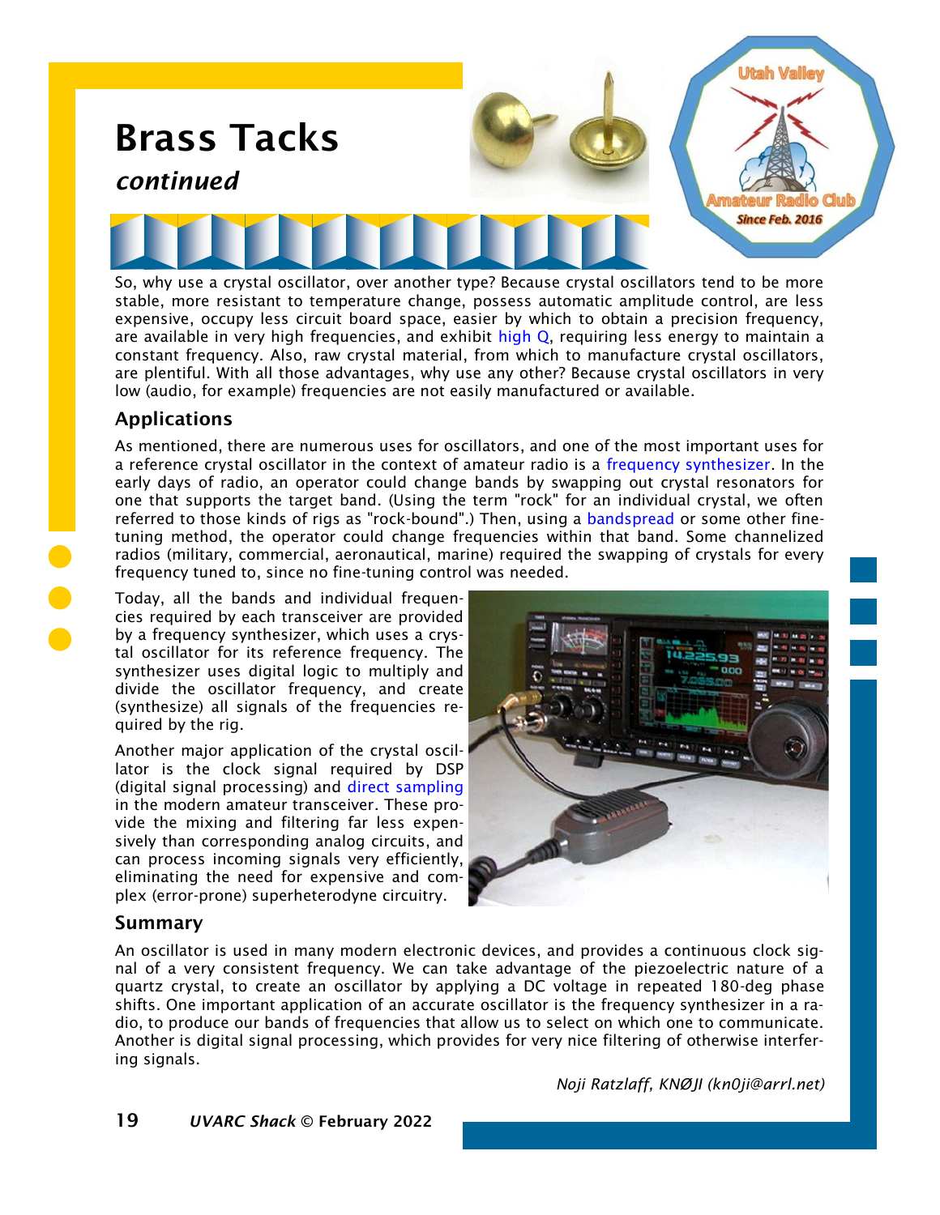# Brass Tacks

*continued*

So, why use a crystal oscillator, over another type? Because crystal oscillators tend to be more stable, more resistant to temperature change, possess automatic amplitude control, are less expensive, occupy less circuit board space, easier by which to obtain a precision frequency, are available in very high frequencies, and exhibit high Q, requiring less energy to maintain a constant frequency. Also, raw crystal material, from which to manufacture crystal oscillators, are plentiful. With all those advantages, why use any other? Because crystal oscillators in very low (audio, for example) frequencies are not easily manufactured or available.

## Applications

As mentioned, there are numerous uses for oscillators, and one of the most important uses for a reference crystal oscillator in the context of amateur radio is a frequency synthesizer. In the early days of radio, an operator could change bands by swapping out crystal resonators for one that supports the target band. (Using the term "rock" for an individual crystal, we often referred to those kinds of rigs as "rock-bound".) Then, using a bandspread or some other fine-tuning method, the operator could change frequencies within that band. Some channelized radios (military, commercial, aeronautical, marine) required the swapping of crystals for every frequency tuned to, since no fine-tuning control was needed.

Today, all the bands and individual frequencies required by each transceiver are provided by a frequency synthesizer, which uses a crystal oscillator for its reference frequency. The synthesizer uses digital logic to multiply and divide the oscillator frequency, and create (synthesize) all signals of the frequencies required by the rig.

Another major application of the crystal oscillator is the clock signal required by DSP (digital signal processing) and direct sampling in the modern amateur transceiver. These provide the mixing and filtering far less expensively than corresponding analog circuits, and can process incoming signals very efficiently, eliminating the need for expensive and complex (error-prone) superheterodyne circuitry.

## Summary

An oscillator is used in many modern electronic devices, and provides a continuous clock signal of a very consistent frequency. We can take advantage of the piezoelectric nature of a quartz crystal, to create an oscillator by applying a DC voltage in repeated 180-deg phase shifts. One important application of an accurate oscillator is the frequency synthesizer in a radio, to produce our bands of frequencies that allow us to select on which one to communicate. Another is digital signal processing, which provides for very nice filtering of otherwise interfering signals.

*Noji Ratzlaff, KNØJI (kn0ji@arrl.net)*